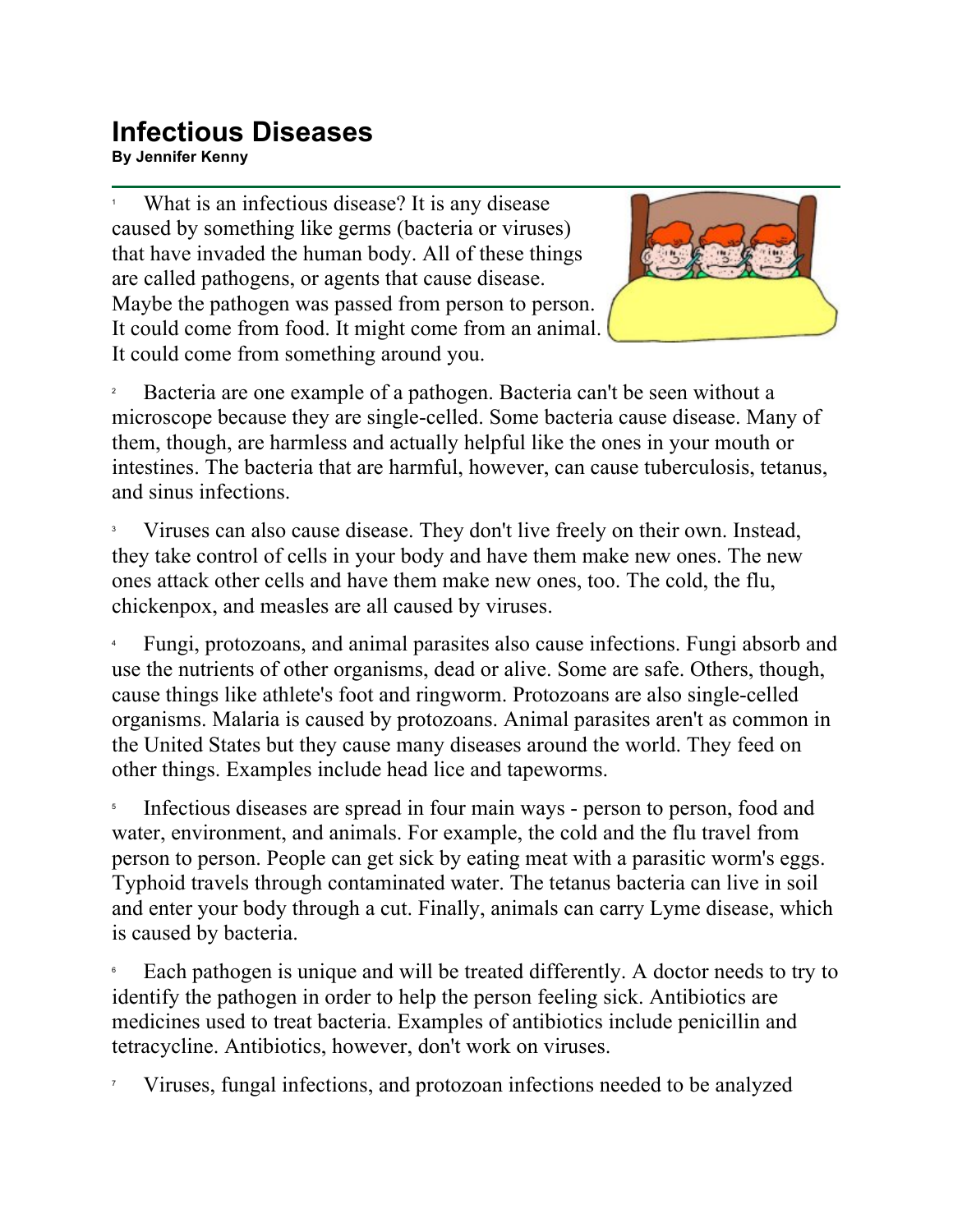# Infectious Diseases

**By Jennifer Kenny**

1 What is an infectious disease? It is any disease caused by something like germs (bacteria or viruses) that have invaded the human body. All of these things are called pathogens, or agents that cause disease. Maybe the pathogen was passed from person to person. It could come from food. It might come from an animal. It could come from something around you.

2 Bacteria are one example of a pathogen. Bacteria can't be seen without a microscope because they are single-celled. Some bacteria cause disease. Many of them, though, are harmless and actually helpful like the ones in your mouth or intestines. The bacteria that are harmful, however, can cause tuberculosis, tetanus, and sinus infections.

3 Viruses can also cause disease. They don't live freely on their own. Instead, they take control of cells in your body and have them make new ones. The new ones attack other cells and have them make new ones, too. The cold, the flu, chickenpox, and measles are all caused by viruses.

4 Fungi, protozoans, and animal parasites also cause infections. Fungi absorb and use the nutrients of other organisms, dead or alive. Some are safe. Others, though, cause things like athlete's foot and ringworm. Protozoans are also single-celled organisms. Malaria is caused by protozoans. Animal parasites aren't as common in the United States but they cause many diseases around the world. They feed on other things. Examples include head lice and tapeworms.

5 Infectious diseases are spread in four main ways - person to person, food and water, environment, and animals. For example, the cold and the flu travel from person to person. People can get sick by eating meat with a parasitic worm's eggs. Typhoid travels through contaminated water. The tetanus bacteria can live in soil and enter your body through a cut. Finally, animals can carry Lyme disease, which is caused by bacteria.

6 Each pathogen is unique and will be treated differently. A doctor needs to try to identify the pathogen in order to help the person feeling sick. Antibiotics are medicines used to treat bacteria. Examples of antibiotics include penicillin and tetracycline. Antibiotics, however, don't work on viruses.

7 Viruses, fungal infections, and protozoan infections needed to be analyzed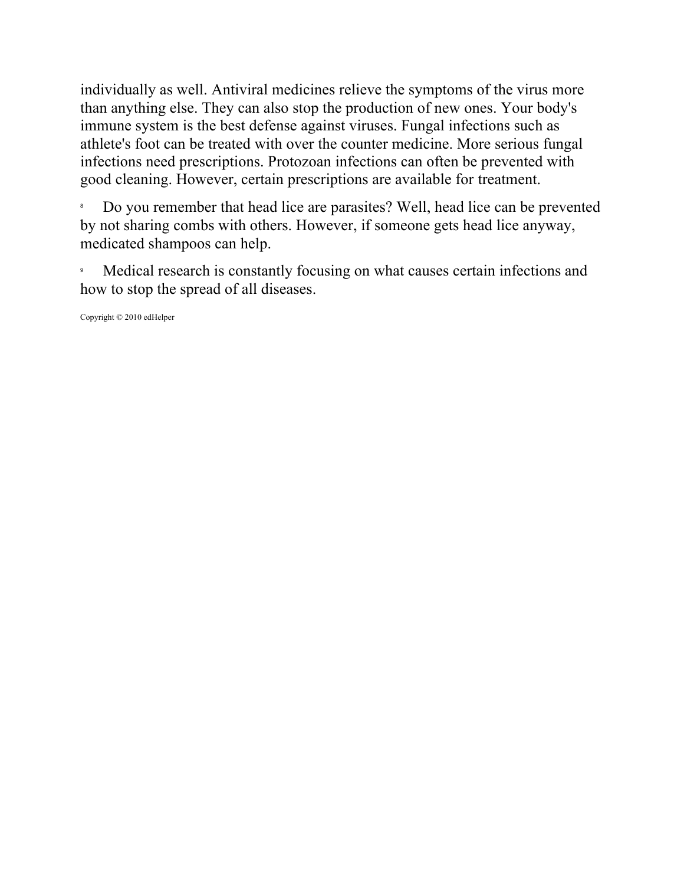individually as well. Antiviral medicines relieve the symptoms of the virus more than anything else. They can also stop the production of new ones. Your body's immune system is the best defense against viruses. Fungal infections such as athlete's foot can be treated with over the counter medicine. More serious fungal infections need prescriptions. Protozoan infections can often be prevented with good cleaning. However, certain prescriptions are available for treatment.

8 Do you remember that head lice are parasites? Well, head lice can be prevented by not sharing combs with others. However, if someone gets head lice anyway, medicated shampoos can help.

9 Medical research is constantly focusing on what causes certain infections and how to stop the spread of all diseases.

Copyright © 2010 edHelper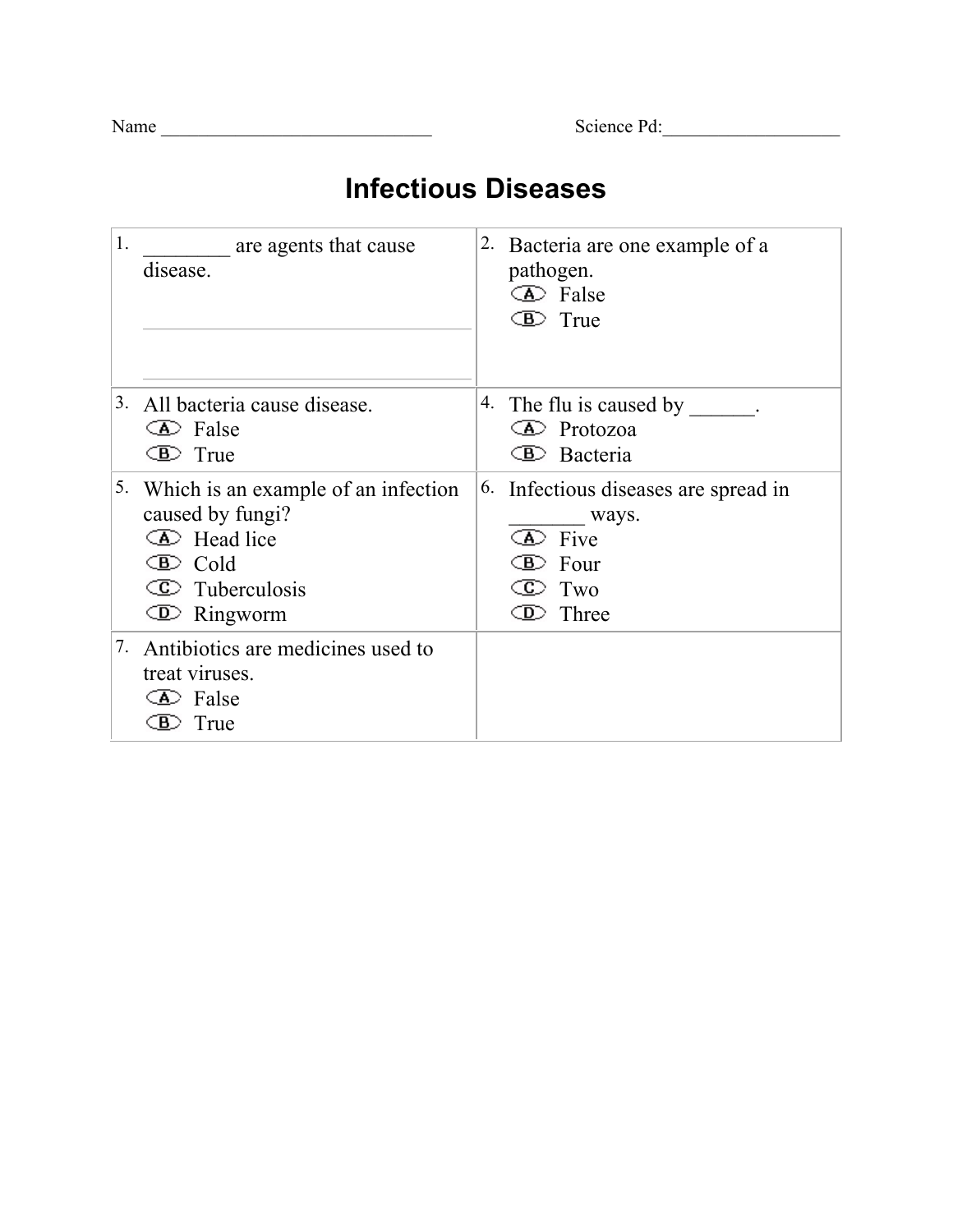Name _____________________________ Science Pd:___________________

# Infectious Diseases

1. ________ are agents that cause disease.

   ______________________________

   ______________________________

2. Bacteria are one example of a pathogen.
   - (A) False
   - (B) True

3. All bacteria cause disease.
   - (A) False
   - (B) True

4. The flu is caused by ______.
   - (A) Protozoa
   - (B) Bacteria

5. Which is an example of an infection caused by fungi?
   - (A) Head lice
   - (B) Cold
   - (C) Tuberculosis
   - (D) Ringworm

6. Infectious diseases are spread in _______ ways.
   - (A) Five
   - (B) Four
   - (C) Two
   - (D) Three

7. Antibiotics are medicines used to treat viruses.
   - (A) False
   - (B) True